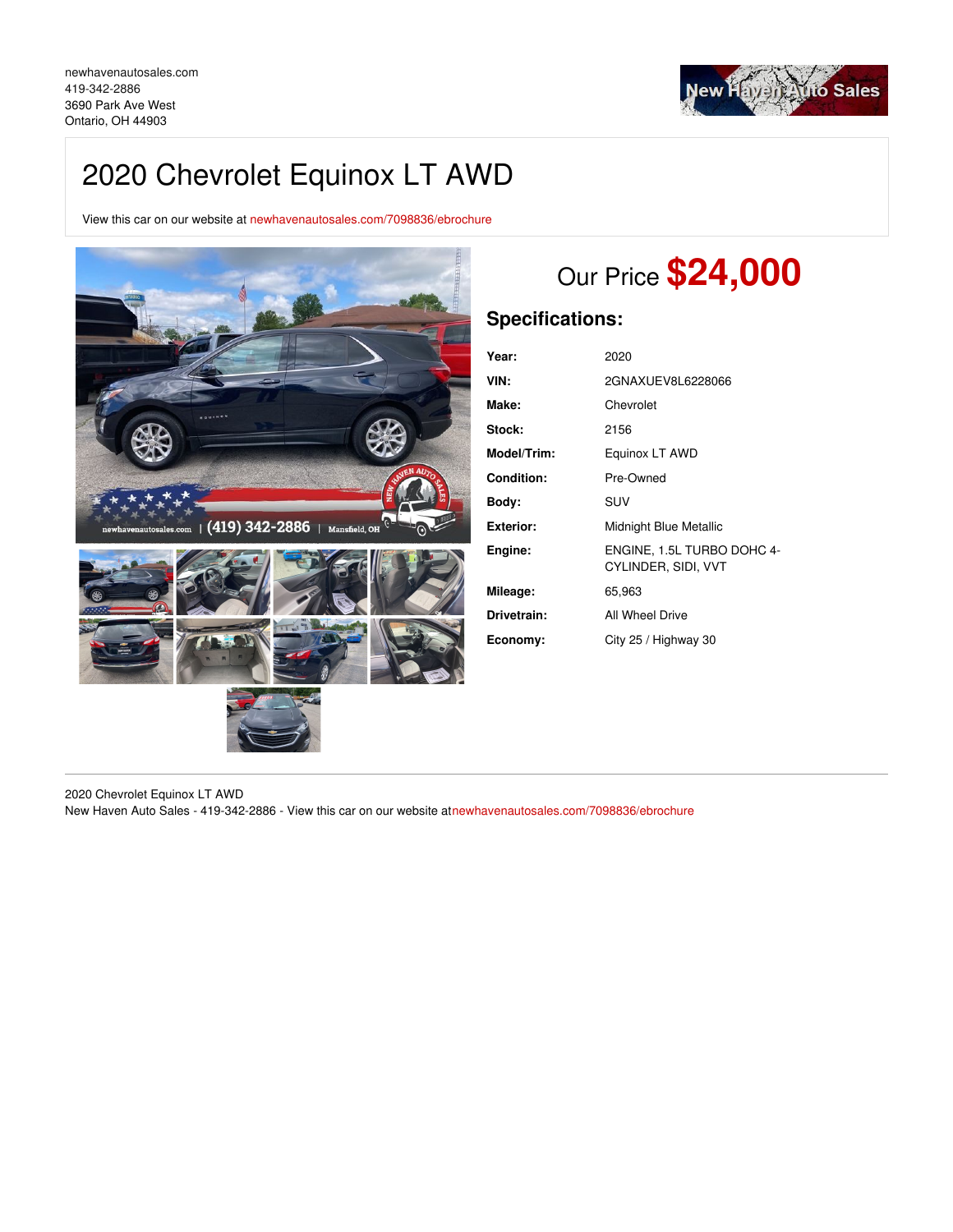newhavenautosales.com
419-342-2886
3690 Park Ave West
Ontario, OH 44903

# 2020 Chevrolet Equinox LT AWD

View this car on our website at newhavenautosales.com/7098836/ebrochure

## Our Price **$24,000**

## Specifications:

| | |
|---|---|
| **Year:** | 2020 |
| **VIN:** | 2GNAXUEV8L6228066 |
| **Make:** | Chevrolet |
| **Stock:** | 2156 |
| **Model/Trim:** | Equinox LT AWD |
| **Condition:** | Pre-Owned |
| **Body:** | SUV |
| **Exterior:** | Midnight Blue Metallic |
| **Engine:** | ENGINE, 1.5L TURBO DOHC 4-CYLINDER, SIDI, VVT |
| **Mileage:** | 65,963 |
| **Drivetrain:** | All Wheel Drive |
| **Economy:** | City 25 / Highway 30 |

2020 Chevrolet Equinox LT AWD
New Haven Auto Sales - 419-342-2886 - View this car on our website atnewhavenautosales.com/7098836/ebrochure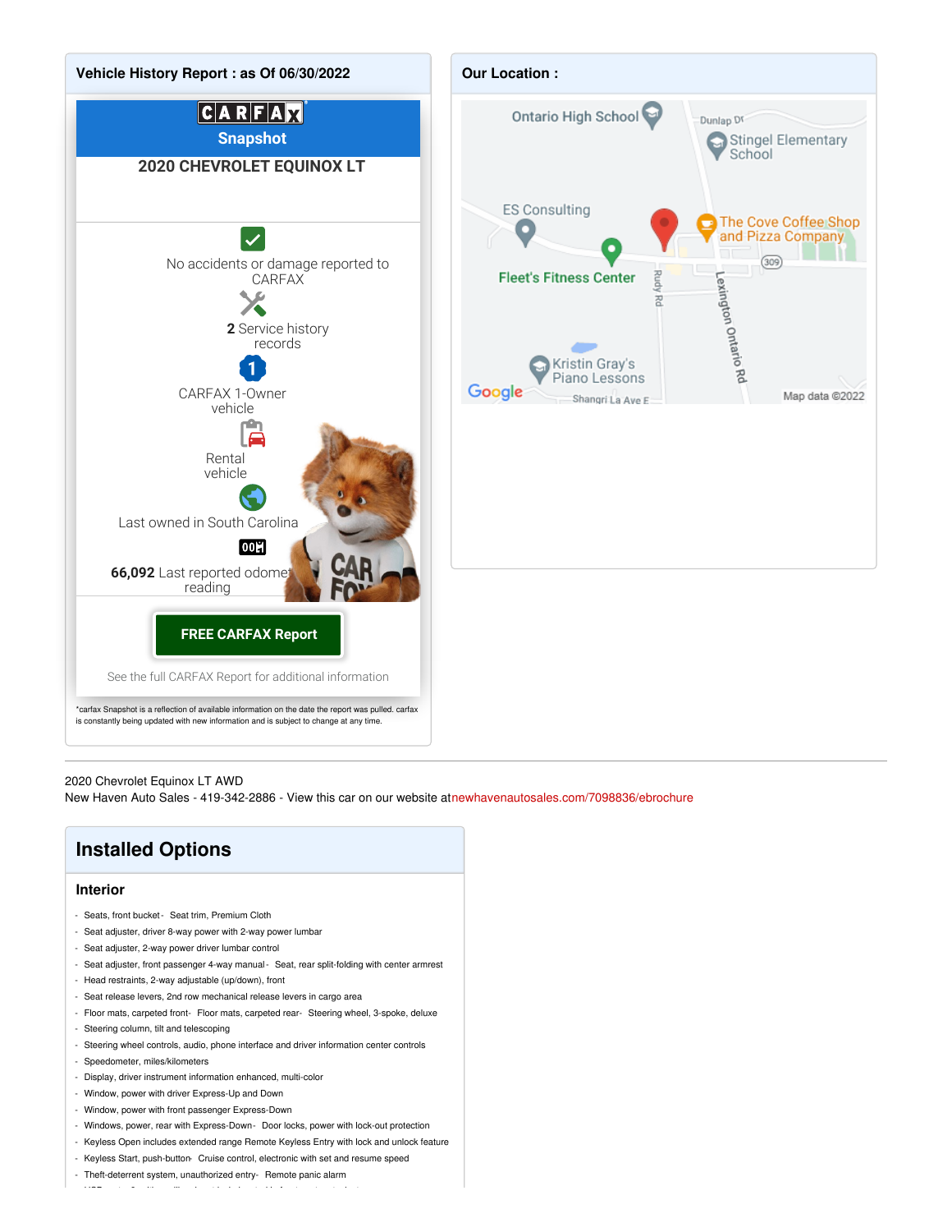## Vehicle History Report : as Of 06/30/2022

CARFAX Snapshot

**2020 CHEVROLET EQUINOX LT**

No accidents or damage reported to CARFAX

**2** Service history records

CARFAX 1-Owner vehicle

Rental vehicle

Last owned in South Carolina

**66,092** Last reported odometer reading

**FREE CARFAX Report**

See the full CARFAX Report for additional information

*carfax Snapshot is a reflection of available information on the date the report was pulled. carfax is constantly being updated with new information and is subject to change at any time.

## Our Location :

Ontario High School
Dunlap Dr
Stingel Elementary School
ES Consulting
The Cove Coffee Shop and Pizza Company
Fleet's Fitness Center
Rudy Rd
309
Lexington Ontario Rd
Kristin Gray's Piano Lessons
Shangri La Ave E
Google
Map data ©2022

---

2020 Chevrolet Equinox LT AWD
New Haven Auto Sales - 419-342-2886 - View this car on our website atnewhavenautosales.com/7098836/ebrochure

# Installed Options

### Interior

- Seats, front bucket
- Seat trim, Premium Cloth
- Seat adjuster, driver 8-way power with 2-way power lumbar
- Seat adjuster, 2-way power driver lumbar control
- Seat adjuster, front passenger 4-way manual
- Seat, rear split-folding with center armrest
- Head restraints, 2-way adjustable (up/down), front
- Seat release levers, 2nd row mechanical release levers in cargo area
- Floor mats, carpeted front
- Floor mats, carpeted rear
- Steering wheel, 3-spoke, deluxe
- Steering column, tilt and telescoping
- Steering wheel controls, audio, phone interface and driver information center controls
- Speedometer, miles/kilometers
- Display, driver instrument information enhanced, multi-color
- Window, power with driver Express-Up and Down
- Window, power with front passenger Express-Down
- Windows, power, rear with Express-Down
- Door locks, power with lock-out protection
- Keyless Open includes extended range Remote Keyless Entry with lock and unlock feature
- Keyless Start, push-button
- Cruise control, electronic with set and resume speed
- Theft-deterrent system, unauthorized entry
- Remote panic alarm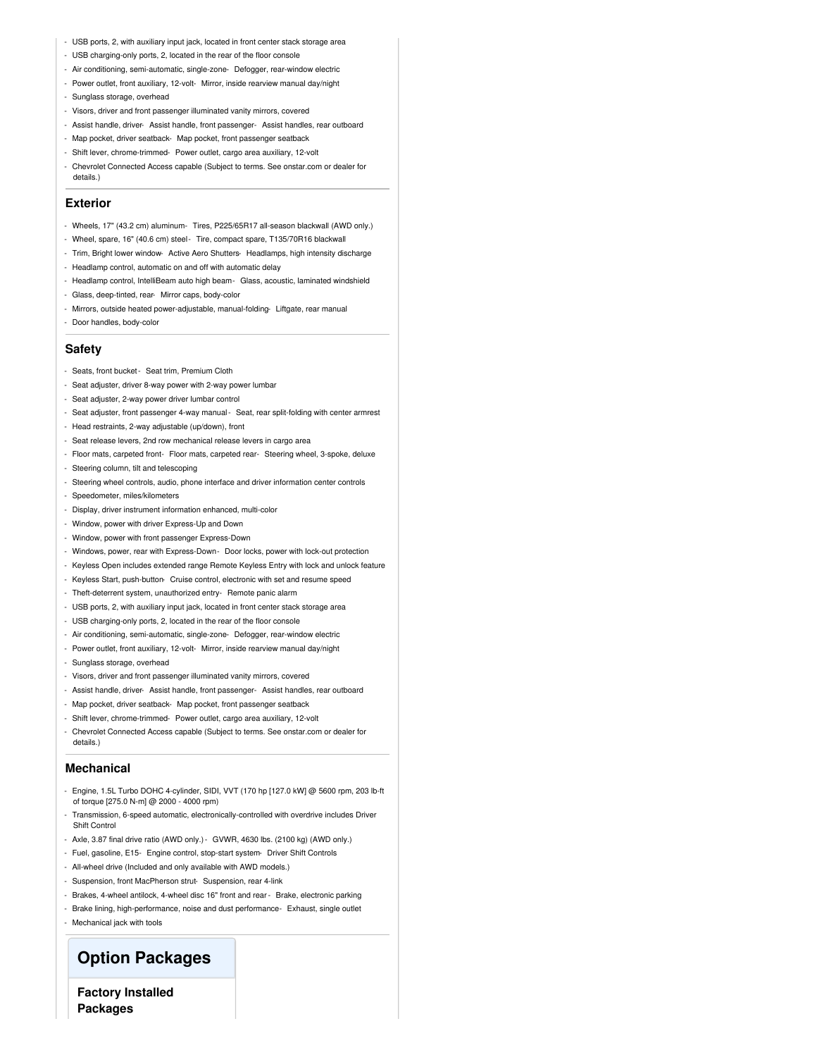- USB ports, 2, with auxiliary input jack, located in front center stack storage area
- USB charging-only ports, 2, located in the rear of the floor console
- Air conditioning, semi-automatic, single-zone- Defogger, rear-window electric
- Power outlet, front auxiliary, 12-volt- Mirror, inside rearview manual day/night
- Sunglass storage, overhead
- Visors, driver and front passenger illuminated vanity mirrors, covered
- Assist handle, driver- Assist handle, front passenger- Assist handles, rear outboard
- Map pocket, driver seatback- Map pocket, front passenger seatback
- Shift lever, chrome-trimmed- Power outlet, cargo area auxiliary, 12-volt
- Chevrolet Connected Access capable (Subject to terms. See onstar.com or dealer for details.)

### Exterior

- Wheels, 17" (43.2 cm) aluminum- Tires, P225/65R17 all-season blackwall (AWD only.)
- Wheel, spare, 16" (40.6 cm) steel- Tire, compact spare, T135/70R16 blackwall
- Trim, Bright lower window- Active Aero Shutters- Headlamps, high intensity discharge
- Headlamp control, automatic on and off with automatic delay
- Headlamp control, IntelliBeam auto high beam- Glass, acoustic, laminated windshield
- Glass, deep-tinted, rear- Mirror caps, body-color
- Mirrors, outside heated power-adjustable, manual-folding- Liftgate, rear manual
- Door handles, body-color

### Safety

- Seats, front bucket- Seat trim, Premium Cloth
- Seat adjuster, driver 8-way power with 2-way power lumbar
- Seat adjuster, 2-way power driver lumbar control
- Seat adjuster, front passenger 4-way manual- Seat, rear split-folding with center armrest
- Head restraints, 2-way adjustable (up/down), front
- Seat release levers, 2nd row mechanical release levers in cargo area
- Floor mats, carpeted front- Floor mats, carpeted rear- Steering wheel, 3-spoke, deluxe
- Steering column, tilt and telescoping
- Steering wheel controls, audio, phone interface and driver information center controls
- Speedometer, miles/kilometers
- Display, driver instrument information enhanced, multi-color
- Window, power with driver Express-Up and Down
- Window, power with front passenger Express-Down
- Windows, power, rear with Express-Down- Door locks, power with lock-out protection
- Keyless Open includes extended range Remote Keyless Entry with lock and unlock feature
- Keyless Start, push-button- Cruise control, electronic with set and resume speed
- Theft-deterrent system, unauthorized entry- Remote panic alarm
- USB ports, 2, with auxiliary input jack, located in front center stack storage area
- USB charging-only ports, 2, located in the rear of the floor console
- Air conditioning, semi-automatic, single-zone- Defogger, rear-window electric
- Power outlet, front auxiliary, 12-volt- Mirror, inside rearview manual day/night
- Sunglass storage, overhead
- Visors, driver and front passenger illuminated vanity mirrors, covered
- Assist handle, driver- Assist handle, front passenger- Assist handles, rear outboard
- Map pocket, driver seatback- Map pocket, front passenger seatback
- Shift lever, chrome-trimmed- Power outlet, cargo area auxiliary, 12-volt
- Chevrolet Connected Access capable (Subject to terms. See onstar.com or dealer for details.)

### Mechanical

- Engine, 1.5L Turbo DOHC 4-cylinder, SIDI, VVT (170 hp [127.0 kW] @ 5600 rpm, 203 lb-ft of torque [275.0 N-m] @ 2000 - 4000 rpm)
- Transmission, 6-speed automatic, electronically-controlled with overdrive includes Driver Shift Control
- Axle, 3.87 final drive ratio (AWD only.)- GVWR, 4630 lbs. (2100 kg) (AWD only.)
- Fuel, gasoline, E15- Engine control, stop-start system- Driver Shift Controls
- All-wheel drive (Included and only available with AWD models.)
- Suspension, front MacPherson strut- Suspension, rear 4-link
- Brakes, 4-wheel antilock, 4-wheel disc 16" front and rear- Brake, electronic parking
- Brake lining, high-performance, noise and dust performance- Exhaust, single outlet
- Mechanical jack with tools

## Option Packages

### Factory Installed Packages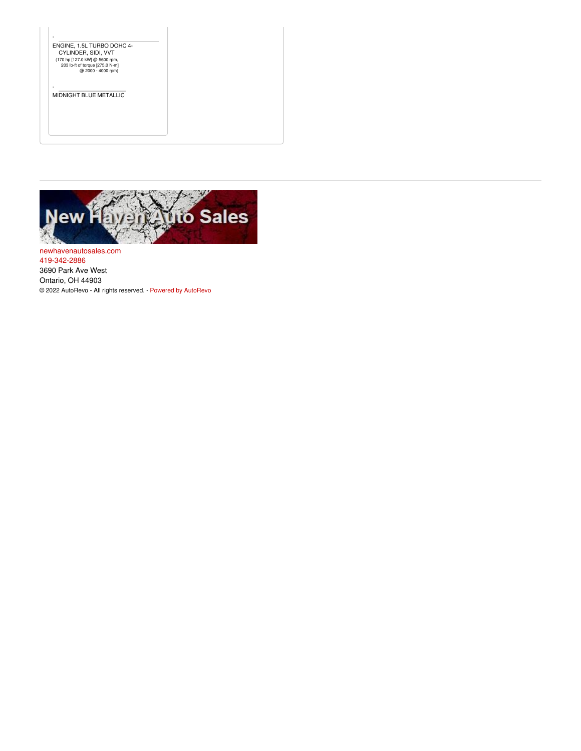-

ENGINE, 1.5L TURBO DOHC 4-CYLINDER, SIDI, VVT
(170 hp [127.0 kW] @ 5600 rpm, 203 lb-ft of torque [275.0 N-m] @ 2000 - 4000 rpm)

-

MIDNIGHT BLUE METALLIC

---

New Haven Auto Sales

newhavenautosales.com
419-342-2886
3690 Park Ave West
Ontario, OH 44903
© 2022 AutoRevo - All rights reserved. - Powered by AutoRevo